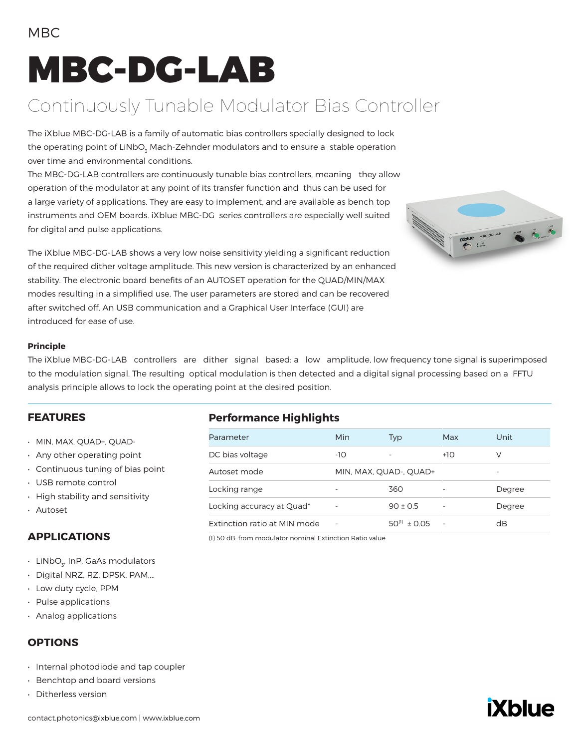MBC

# MBC-DG-LAB

## Continuously Tunable Modulator Bias Controller

The iXblue MBC-DG-LAB is a family of automatic bias controllers specially designed to lock the operating point of $LiNbO_3$ Mach-Zehnder modulators and to ensure a stable operation over time and environmental conditions.
The MBC-DG-LAB controllers are continuously tunable bias controllers, meaning they allow operation of the modulator at any point of its transfer function and thus can be used for a large variety of applications. They are easy to implement, and are available as bench top instruments and OEM boards. iXblue MBC-DG series controllers are especially well suited for digital and pulse applications.

The iXblue MBC-DG-LAB shows a very low noise sensitivity yielding a significant reduction of the required dither voltage amplitude. This new version is characterized by an enhanced stability. The electronic board benefits of an AUTOSET operation for the QUAD/MIN/MAX modes resulting in a simplified use. The user parameters are stored and can be recovered after switched off. An USB communication and a Graphical User Interface (GUI) are introduced for ease of use.

**Principle**
The iXblue MBC-DG-LAB controllers are dither signal based: a low amplitude, low frequency tone signal is superimposed to the modulation signal. The resulting optical modulation is then detected and a digital signal processing based on a FFTU analysis principle allows to lock the operating point at the desired position.

### FEATURES

- MIN, MAX, QUAD+, QUAD-
- Any other operating point
- Continuous tuning of bias point
- USB remote control
- High stability and sensitivity
- Autoset

### APPLICATIONS

- $LiNbO_3$, InP, GaAs modulators
- Digital NRZ, RZ, DPSK, PAM,...
- Low duty cycle, PPM
- Pulse applications
- Analog applications

### OPTIONS

- Internal photodiode and tap coupler
- Benchtop and board versions
- Ditherless version

### Performance Highlights

| Parameter | Min | Typ | Max | Unit |
|---|---|---|---|---|
| DC bias voltage | -10 | - | +10 | V |
| Autoset mode | MIN, MAX, QUAD-, QUAD+ | | | - |
| Locking range | - | 360 | - | Degree |
| Locking accuracy at Quad* | - | 90 ± 0.5 | - | Degree |
| Extinction ratio at MIN mode | - | 50[1] ± 0.05 | - | dB |

(1) 50 dB: from modulator nominal Extinction Ratio value

contact.photonics@ixblue.com | www.ixblue.com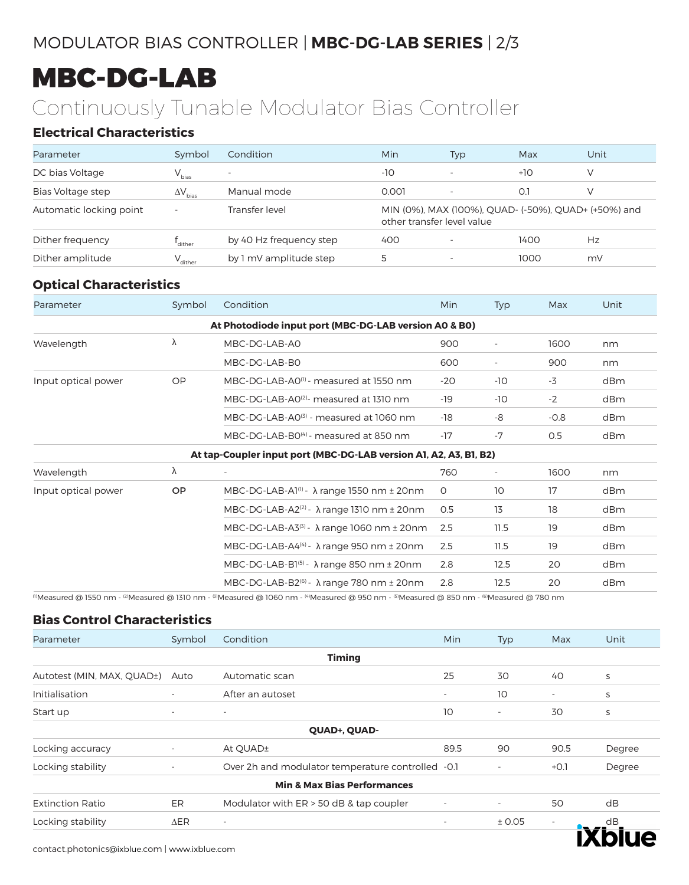# MBC-DG-LAB

## Continuously Tunable Modulator Bias Controller

### Electrical Characteristics

| Parameter | Symbol | Condition | Min | Typ | Max | Unit |
|---|---|---|---|---|---|---|
| DC bias Voltage | $V_{bias}$ | - | -10 | - | +10 | V |
| Bias Voltage step | $\Delta V_{bias}$ | Manual mode | 0.001 | - | 0.1 | V |
| Automatic locking point | - | Transfer level | MIN (0%), MAX (100%), QUAD- (-50%), QUAD+ (+50%) and other transfer level value | | | |
| Dither frequency | $f_{dither}$ | by 40 Hz frequency step | 400 | - | 1400 | Hz |
| Dither amplitude | $V_{dither}$ | by 1 mV amplitude step | 5 | - | 1000 | mV |

### Optical Characteristics

| Parameter | Symbol | Condition | Min | Typ | Max | Unit |
|---|---|---|---|---|---|---|
| | | **At Photodiode input port (MBC-DG-LAB version A0 & B0)** | | | | |
| Wavelength | λ | MBC-DG-LAB-A0 | 900 | - | 1600 | nm |
| | | MBC-DG-LAB-B0 | 600 | - | 900 | nm |
| Input optical power | OP | MBC-DG-LAB-A0[1] - measured at 1550 nm | -20 | -10 | -3 | dBm |
| | | MBC-DG-LAB-A0[2]- measured at 1310 nm | -19 | -10 | -2 | dBm |
| | | MBC-DG-LAB-A0[3] - measured at 1060 nm | -18 | -8 | -0.8 | dBm |
| | | MBC-DG-LAB-B0[4] - measured at 850 nm | -17 | -7 | 0.5 | dBm |
| | | **At tap-Coupler input port (MBC-DG-LAB version A1, A2, A3, B1, B2)** | | | | |
| Wavelength | λ | - | 760 | - | 1600 | nm |
| Input optical power | **OP** | MBC-DG-LAB-A1[1] - λ range 1550 nm ± 20nm | 0 | 10 | 17 | dBm |
| | | MBC-DG-LAB-A2[2] - λ range 1310 nm ± 20nm | 0.5 | 13 | 18 | dBm |
| | | MBC-DG-LAB-A3[3] - λ range 1060 nm ± 20nm | 2.5 | 11.5 | 19 | dBm |
| | | MBC-DG-LAB-A4[4] - λ range 950 nm ± 20nm | 2.5 | 11.5 | 19 | dBm |
| | | MBC-DG-LAB-B1[5] - λ range 850 nm ± 20nm | 2.8 | 12.5 | 20 | dBm |
| | | MBC-DG-LAB-B2[6] - λ range 780 nm ± 20nm | 2.8 | 12.5 | 20 | dBm |

[1]Measured @ 1550 nm - [2]Measured @ 1310 nm - [3]Measured @ 1060 nm - [4]Measured @ 950 nm - [5]Measured @ 850 nm - [6]Measured @ 780 nm

### Bias Control Characteristics

| Parameter | Symbol | Condition | Min | Typ | Max | Unit |
|---|---|---|---|---|---|---|
| | | **Timing** | | | | |
| Autotest (MIN, MAX, QUAD±) | Auto | Automatic scan | 25 | 30 | 40 | s |
| Initialisation | - | After an autoset | - | 10 | - | s |
| Start up | - | - | 10 | - | 30 | s |
| | | **QUAD+, QUAD-** | | | | |
| Locking accuracy | - | At QUAD± | 89.5 | 90 | 90.5 | Degree |
| Locking stability | - | Over 2h and modulator temperature controlled | -0.1 | - | +0.1 | Degree |
| | | **Min & Max Bias Performances** | | | | |
| Extinction Ratio | ER | Modulator with ER > 50 dB & tap coupler | - | - | 50 | dB |
| Locking stability | ΔER | - | - | ± 0.05 | - | dB |

contact.photonics@ixblue.com | www.ixblue.com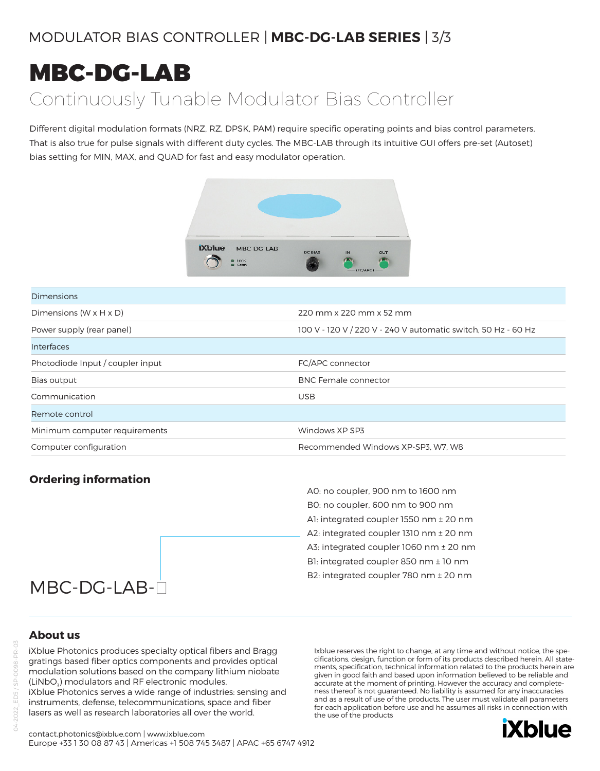# MBC-DG-LAB

## Continuously Tunable Modulator Bias Controller

Different digital modulation formats (NRZ, RZ, DPSK, PAM) require specific operating points and bias control parameters. That is also true for pulse signals with different duty cycles. The MBC-LAB through its intuitive GUI offers pre-set (Autoset) bias setting for MIN, MAX, and QUAD for fast and easy modulator operation.

| | |
|---|---|
| Dimensions | |
| Dimensions (W x H x D) | 220 mm x 220 mm x 52 mm |
| Power supply (rear panel) | 100 V - 120 V / 220 V - 240 V automatic switch, 50 Hz - 60 Hz |
| Interfaces | |
| Photodiode Input / coupler input | FC/APC connector |
| Bias output | BNC Female connector |
| Communication | USB |
| Remote control | |
| Minimum computer requirements | Windows XP SP3 |
| Computer configuration | Recommended Windows XP-SP3, W7, W8 |

### Ordering information

MBC-DG-LAB-□

- A0: no coupler, 900 nm to 1600 nm
- B0: no coupler, 600 nm to 900 nm
- A1: integrated coupler 1550 nm ± 20 nm
- A2: integrated coupler 1310 nm ± 20 nm
- A3: integrated coupler 1060 nm ± 20 nm
- B1: integrated coupler 850 nm ± 10 nm
- B2: integrated coupler 780 nm ± 20 nm

### About us

iXblue Photonics produces specialty optical fibers and Bragg gratings based fiber optics components and provides optical modulation solutions based on the company lithium niobate ($LiNbO_3$) modulators and RF electronic modules.
iXblue Photonics serves a wide range of industries: sensing and instruments, defense, telecommunications, space and fiber lasers as well as research laboratories all over the world.

Ixblue reserves the right to change, at any time and without notice, the specifications, design, function or form of its products described herein. All statements, specification, technical information related to the products herein are given in good faith and based upon information believed to be reliable and accurate at the moment of printing. However the accuracy and completeness thereof is not guaranteed. No liability is assumed for any inaccuracies and as a result of use of the products. The user must validate all parameters for each application before use and he assumes all risks in connection with the use of the products

contact.photonics@ixblue.com | www.ixblue.com
Europe +33 1 30 08 87 43 | Americas +1 508 745 3487 | APAC +65 6747 4912

04-2022_ED5 / SP-0098-PR-03